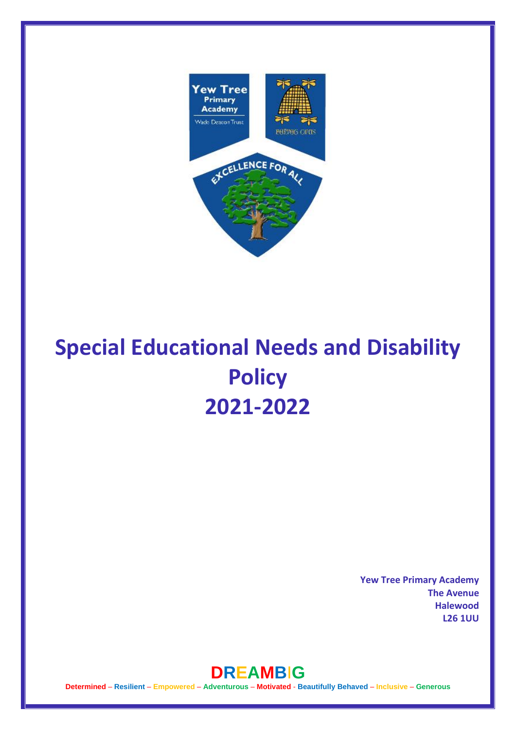# Special Educational Needs and Disability Policy
# 2021-2022

**Yew Tree Primary Academy**
**The Avenue**
**Halewood**
**L26 1UU**

**DREAMBIG**

**Determined – Resilient – Empowered – Adventurous – Motivated - Beautifully Behaved – Inclusive – Generous**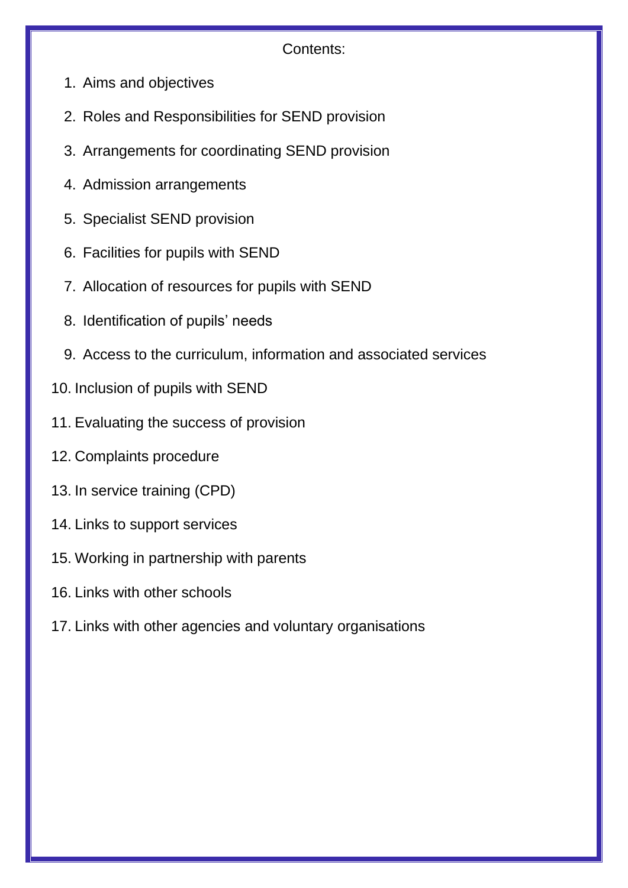Contents:

1. Aims and objectives
2. Roles and Responsibilities for SEND provision
3. Arrangements for coordinating SEND provision
4. Admission arrangements
5. Specialist SEND provision
6. Facilities for pupils with SEND
7. Allocation of resources for pupils with SEND
8. Identification of pupils' needs
9. Access to the curriculum, information and associated services
10. Inclusion of pupils with SEND
11. Evaluating the success of provision
12. Complaints procedure
13. In service training (CPD)
14. Links to support services
15. Working in partnership with parents
16. Links with other schools
17. Links with other agencies and voluntary organisations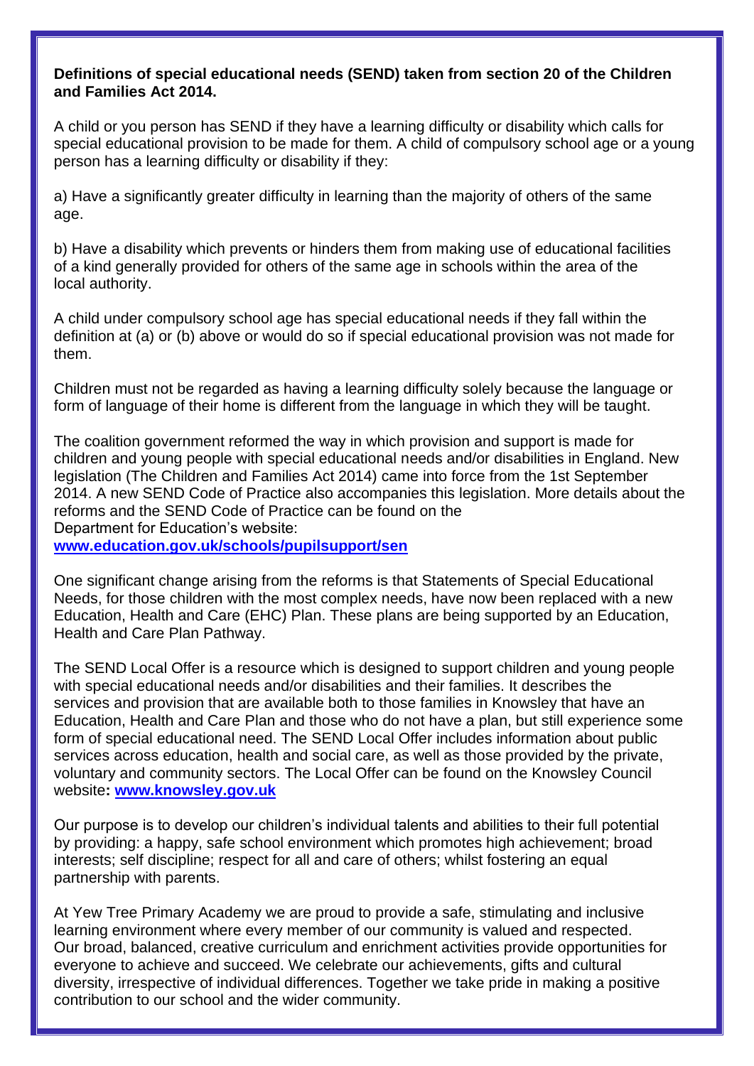**Definitions of special educational needs (SEND) taken from section 20 of the Children and Families Act 2014.**

A child or you person has SEND if they have a learning difficulty or disability which calls for special educational provision to be made for them. A child of compulsory school age or a young person has a learning difficulty or disability if they:

a) Have a significantly greater difficulty in learning than the majority of others of the same age.

b) Have a disability which prevents or hinders them from making use of educational facilities of a kind generally provided for others of the same age in schools within the area of the local authority.

A child under compulsory school age has special educational needs if they fall within the definition at (a) or (b) above or would do so if special educational provision was not made for them.

Children must not be regarded as having a learning difficulty solely because the language or form of language of their home is different from the language in which they will be taught.

The coalition government reformed the way in which provision and support is made for children and young people with special educational needs and/or disabilities in England. New legislation (The Children and Families Act 2014) came into force from the 1st September 2014. A new SEND Code of Practice also accompanies this legislation. More details about the reforms and the SEND Code of Practice can be found on the Department for Education's website:
**[www.education.gov.uk/schools/pupilsupport/sen](http://www.education.gov.uk/schools/pupilsupport/sen)**

One significant change arising from the reforms is that Statements of Special Educational Needs, for those children with the most complex needs, have now been replaced with a new Education, Health and Care (EHC) Plan. These plans are being supported by an Education, Health and Care Plan Pathway.

The SEND Local Offer is a resource which is designed to support children and young people with special educational needs and/or disabilities and their families. It describes the services and provision that are available both to those families in Knowsley that have an Education, Health and Care Plan and those who do not have a plan, but still experience some form of special educational need. The SEND Local Offer includes information about public services across education, health and social care, as well as those provided by the private, voluntary and community sectors. The Local Offer can be found on the Knowsley Council website**: [www.knowsley.gov.uk](http://www.knowsley.gov.uk)**

Our purpose is to develop our children's individual talents and abilities to their full potential by providing: a happy, safe school environment which promotes high achievement; broad interests; self discipline; respect for all and care of others; whilst fostering an equal partnership with parents.

At Yew Tree Primary Academy we are proud to provide a safe, stimulating and inclusive learning environment where every member of our community is valued and respected. Our broad, balanced, creative curriculum and enrichment activities provide opportunities for everyone to achieve and succeed. We celebrate our achievements, gifts and cultural diversity, irrespective of individual differences. Together we take pride in making a positive contribution to our school and the wider community.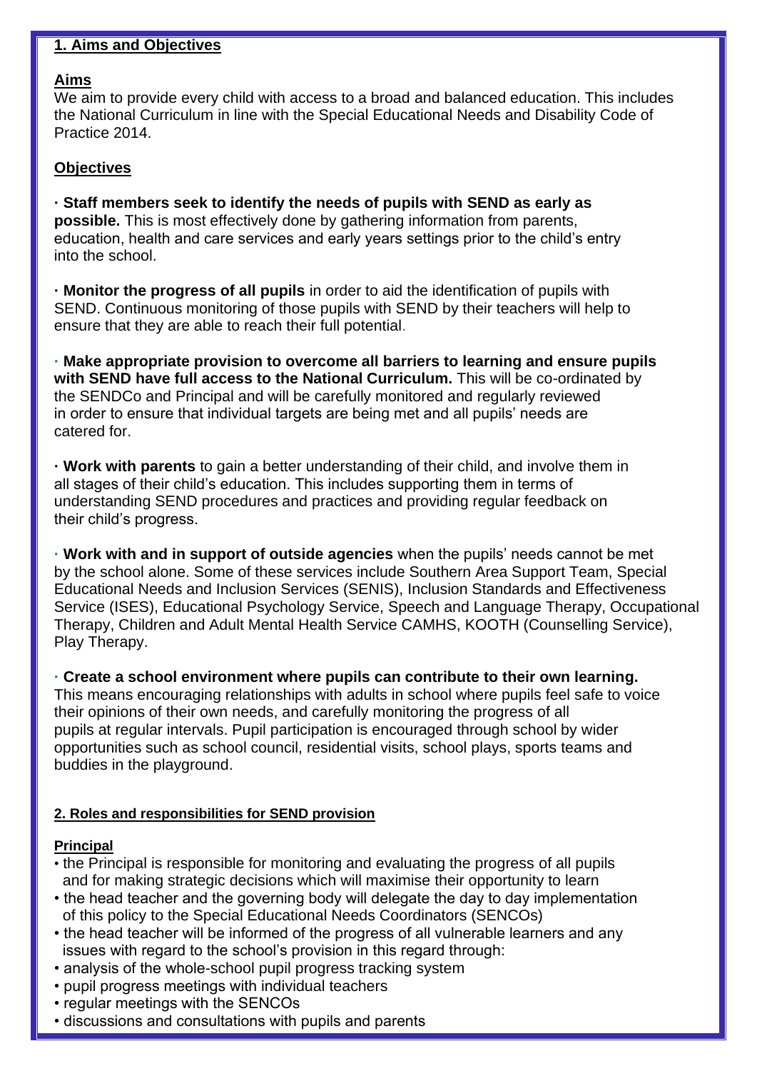## 1. Aims and Objectives

### Aims

We aim to provide every child with access to a broad and balanced education. This includes the National Curriculum in line with the Special Educational Needs and Disability Code of Practice 2014.

### Objectives

· **Staff members seek to identify the needs of pupils with SEND as early as possible.** This is most effectively done by gathering information from parents, education, health and care services and early years settings prior to the child's entry into the school.

· **Monitor the progress of all pupils** in order to aid the identification of pupils with SEND. Continuous monitoring of those pupils with SEND by their teachers will help to ensure that they are able to reach their full potential.

· **Make appropriate provision to overcome all barriers to learning and ensure pupils with SEND have full access to the National Curriculum.** This will be co-ordinated by the SENDCo and Principal and will be carefully monitored and regularly reviewed in order to ensure that individual targets are being met and all pupils' needs are catered for.

· **Work with parents** to gain a better understanding of their child, and involve them in all stages of their child's education. This includes supporting them in terms of understanding SEND procedures and practices and providing regular feedback on their child's progress.

· **Work with and in support of outside agencies** when the pupils' needs cannot be met by the school alone. Some of these services include Southern Area Support Team, Special Educational Needs and Inclusion Services (SENIS), Inclusion Standards and Effectiveness Service (ISES), Educational Psychology Service, Speech and Language Therapy, Occupational Therapy, Children and Adult Mental Health Service CAMHS, KOOTH (Counselling Service), Play Therapy.

· **Create a school environment where pupils can contribute to their own learning.** This means encouraging relationships with adults in school where pupils feel safe to voice their opinions of their own needs, and carefully monitoring the progress of all pupils at regular intervals. Pupil participation is encouraged through school by wider opportunities such as school council, residential visits, school plays, sports teams and buddies in the playground.

## 2. Roles and responsibilities for SEND provision

### Principal

- the Principal is responsible for monitoring and evaluating the progress of all pupils and for making strategic decisions which will maximise their opportunity to learn
- the head teacher and the governing body will delegate the day to day implementation of this policy to the Special Educational Needs Coordinators (SENCOs)
- the head teacher will be informed of the progress of all vulnerable learners and any issues with regard to the school's provision in this regard through:
- analysis of the whole-school pupil progress tracking system
- pupil progress meetings with individual teachers
- regular meetings with the SENCOs
- discussions and consultations with pupils and parents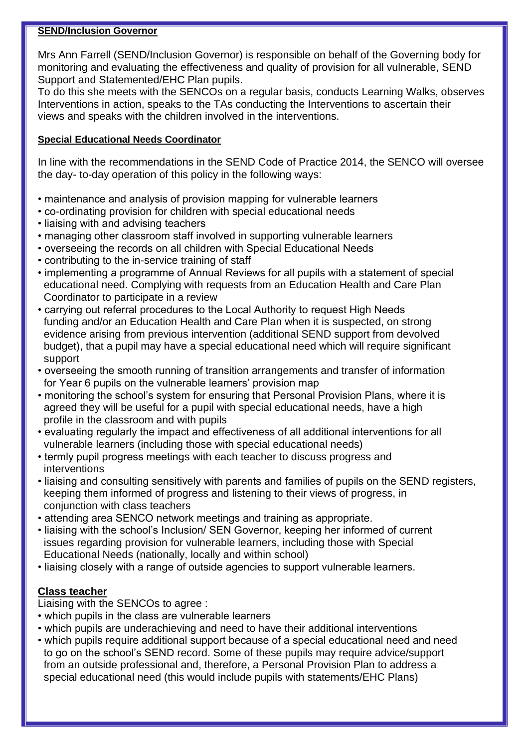**SEND/Inclusion Governor**

Mrs Ann Farrell (SEND/Inclusion Governor) is responsible on behalf of the Governing body for monitoring and evaluating the effectiveness and quality of provision for all vulnerable, SEND Support and Statemented/EHC Plan pupils.
To do this she meets with the SENCOs on a regular basis, conducts Learning Walks, observes Interventions in action, speaks to the TAs conducting the Interventions to ascertain their views and speaks with the children involved in the interventions.

**Special Educational Needs Coordinator**

In line with the recommendations in the SEND Code of Practice 2014, the SENCO will oversee the day- to-day operation of this policy in the following ways:

- maintenance and analysis of provision mapping for vulnerable learners
- co-ordinating provision for children with special educational needs
- liaising with and advising teachers
- managing other classroom staff involved in supporting vulnerable learners
- overseeing the records on all children with Special Educational Needs
- contributing to the in-service training of staff
- implementing a programme of Annual Reviews for all pupils with a statement of special educational need. Complying with requests from an Education Health and Care Plan Coordinator to participate in a review
- carrying out referral procedures to the Local Authority to request High Needs funding and/or an Education Health and Care Plan when it is suspected, on strong evidence arising from previous intervention (additional SEND support from devolved budget), that a pupil may have a special educational need which will require significant support
- overseeing the smooth running of transition arrangements and transfer of information for Year 6 pupils on the vulnerable learners' provision map
- monitoring the school's system for ensuring that Personal Provision Plans, where it is agreed they will be useful for a pupil with special educational needs, have a high profile in the classroom and with pupils
- evaluating regularly the impact and effectiveness of all additional interventions for all vulnerable learners (including those with special educational needs)
- termly pupil progress meetings with each teacher to discuss progress and interventions
- liaising and consulting sensitively with parents and families of pupils on the SEND registers, keeping them informed of progress and listening to their views of progress, in conjunction with class teachers
- attending area SENCO network meetings and training as appropriate.
- liaising with the school's Inclusion/ SEN Governor, keeping her informed of current issues regarding provision for vulnerable learners, including those with Special Educational Needs (nationally, locally and within school)
- liaising closely with a range of outside agencies to support vulnerable learners.

**Class teacher**

Liaising with the SENCOs to agree :

- which pupils in the class are vulnerable learners
- which pupils are underachieving and need to have their additional interventions
- which pupils require additional support because of a special educational need and need to go on the school's SEND record. Some of these pupils may require advice/support from an outside professional and, therefore, a Personal Provision Plan to address a special educational need (this would include pupils with statements/EHC Plans)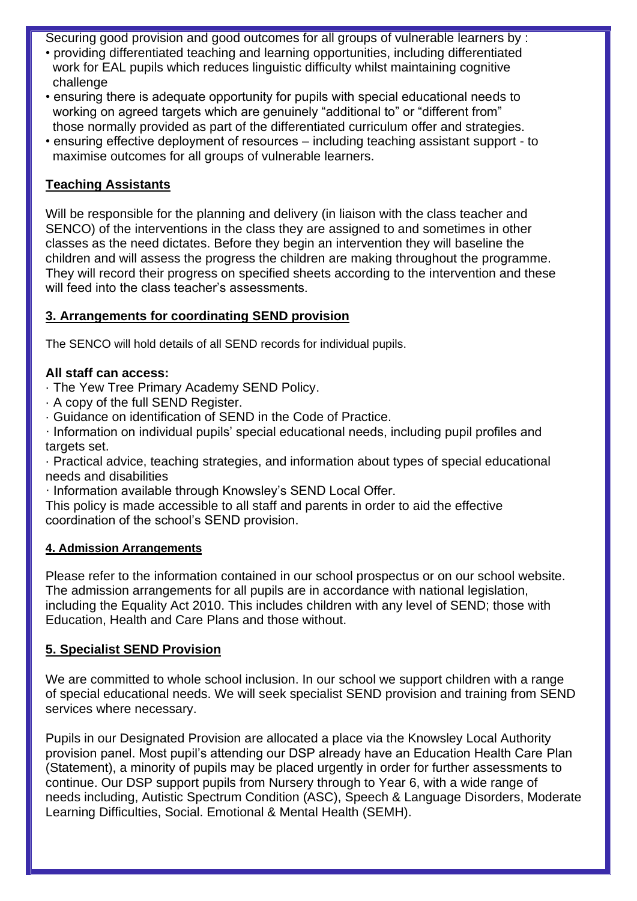Securing good provision and good outcomes for all groups of vulnerable learners by :

- providing differentiated teaching and learning opportunities, including differentiated work for EAL pupils which reduces linguistic difficulty whilst maintaining cognitive challenge
- ensuring there is adequate opportunity for pupils with special educational needs to working on agreed targets which are genuinely "additional to" or "different from" those normally provided as part of the differentiated curriculum offer and strategies.
- ensuring effective deployment of resources – including teaching assistant support - to maximise outcomes for all groups of vulnerable learners.

## Teaching Assistants

Will be responsible for the planning and delivery (in liaison with the class teacher and SENCO) of the interventions in the class they are assigned to and sometimes in other classes as the need dictates. Before they begin an intervention they will baseline the children and will assess the progress the children are making throughout the programme. They will record their progress on specified sheets according to the intervention and these will feed into the class teacher's assessments.

## 3. Arrangements for coordinating SEND provision

The SENCO will hold details of all SEND records for individual pupils.

**All staff can access:**

· The Yew Tree Primary Academy SEND Policy.
· A copy of the full SEND Register.
· Guidance on identification of SEND in the Code of Practice.
· Information on individual pupils' special educational needs, including pupil profiles and targets set.
· Practical advice, teaching strategies, and information about types of special educational needs and disabilities
· Information available through Knowsley's SEND Local Offer.

This policy is made accessible to all staff and parents in order to aid the effective coordination of the school's SEND provision.

## 4. Admission Arrangements

Please refer to the information contained in our school prospectus or on our school website. The admission arrangements for all pupils are in accordance with national legislation, including the Equality Act 2010. This includes children with any level of SEND; those with Education, Health and Care Plans and those without.

## 5. Specialist SEND Provision

We are committed to whole school inclusion. In our school we support children with a range of special educational needs. We will seek specialist SEND provision and training from SEND services where necessary.

Pupils in our Designated Provision are allocated a place via the Knowsley Local Authority provision panel. Most pupil's attending our DSP already have an Education Health Care Plan (Statement), a minority of pupils may be placed urgently in order for further assessments to continue. Our DSP support pupils from Nursery through to Year 6, with a wide range of needs including, Autistic Spectrum Condition (ASC), Speech & Language Disorders, Moderate Learning Difficulties, Social. Emotional & Mental Health (SEMH).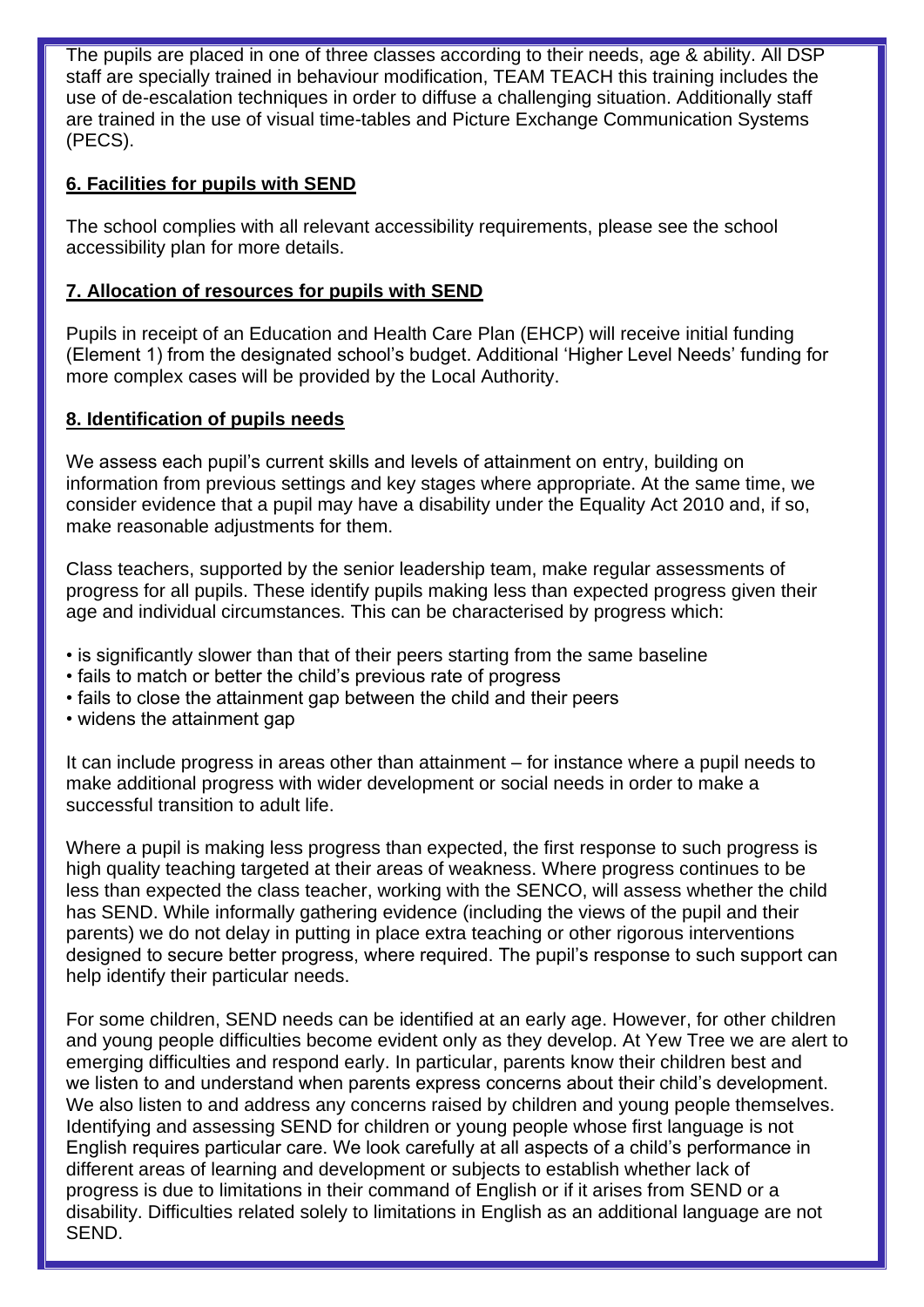The pupils are placed in one of three classes according to their needs, age & ability. All DSP staff are specially trained in behaviour modification, TEAM TEACH this training includes the use of de-escalation techniques in order to diffuse a challenging situation. Additionally staff are trained in the use of visual time-tables and Picture Exchange Communication Systems (PECS).

## 6. Facilities for pupils with SEND

The school complies with all relevant accessibility requirements, please see the school accessibility plan for more details.

## 7. Allocation of resources for pupils with SEND

Pupils in receipt of an Education and Health Care Plan (EHCP) will receive initial funding (Element 1) from the designated school's budget. Additional 'Higher Level Needs' funding for more complex cases will be provided by the Local Authority.

## 8. Identification of pupils needs

We assess each pupil's current skills and levels of attainment on entry, building on information from previous settings and key stages where appropriate. At the same time, we consider evidence that a pupil may have a disability under the Equality Act 2010 and, if so, make reasonable adjustments for them.

Class teachers, supported by the senior leadership team, make regular assessments of progress for all pupils. These identify pupils making less than expected progress given their age and individual circumstances. This can be characterised by progress which:

- is significantly slower than that of their peers starting from the same baseline
- fails to match or better the child's previous rate of progress
- fails to close the attainment gap between the child and their peers
- widens the attainment gap

It can include progress in areas other than attainment – for instance where a pupil needs to make additional progress with wider development or social needs in order to make a successful transition to adult life.

Where a pupil is making less progress than expected, the first response to such progress is high quality teaching targeted at their areas of weakness. Where progress continues to be less than expected the class teacher, working with the SENCO, will assess whether the child has SEND. While informally gathering evidence (including the views of the pupil and their parents) we do not delay in putting in place extra teaching or other rigorous interventions designed to secure better progress, where required. The pupil's response to such support can help identify their particular needs.

For some children, SEND needs can be identified at an early age. However, for other children and young people difficulties become evident only as they develop. At Yew Tree we are alert to emerging difficulties and respond early. In particular, parents know their children best and we listen to and understand when parents express concerns about their child's development. We also listen to and address any concerns raised by children and young people themselves. Identifying and assessing SEND for children or young people whose first language is not English requires particular care. We look carefully at all aspects of a child's performance in different areas of learning and development or subjects to establish whether lack of progress is due to limitations in their command of English or if it arises from SEND or a disability. Difficulties related solely to limitations in English as an additional language are not SEND.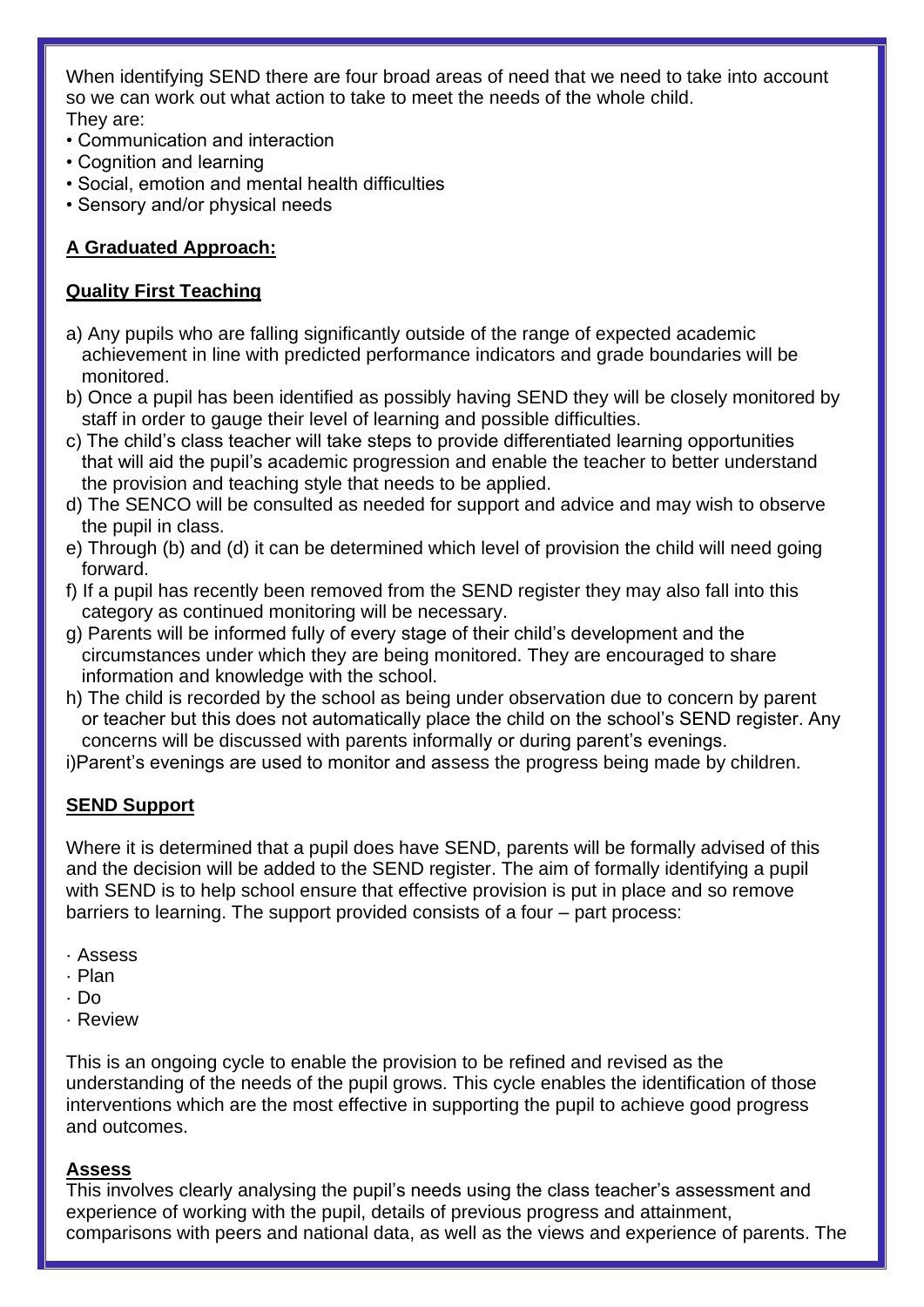When identifying SEND there are four broad areas of need that we need to take into account so we can work out what action to take to meet the needs of the whole child. They are:

- Communication and interaction
- Cognition and learning
- Social, emotion and mental health difficulties
- Sensory and/or physical needs

**A Graduated Approach:**

**Quality First Teaching**

a) Any pupils who are falling significantly outside of the range of expected academic achievement in line with predicted performance indicators and grade boundaries will be monitored.

b) Once a pupil has been identified as possibly having SEND they will be closely monitored by staff in order to gauge their level of learning and possible difficulties.

c) The child's class teacher will take steps to provide differentiated learning opportunities that will aid the pupil's academic progression and enable the teacher to better understand the provision and teaching style that needs to be applied.

d) The SENCO will be consulted as needed for support and advice and may wish to observe the pupil in class.

e) Through (b) and (d) it can be determined which level of provision the child will need going forward.

f) If a pupil has recently been removed from the SEND register they may also fall into this category as continued monitoring will be necessary.

g) Parents will be informed fully of every stage of their child's development and the circumstances under which they are being monitored. They are encouraged to share information and knowledge with the school.

h) The child is recorded by the school as being under observation due to concern by parent or teacher but this does not automatically place the child on the school's SEND register. Any concerns will be discussed with parents informally or during parent's evenings.

i)Parent's evenings are used to monitor and assess the progress being made by children.

**SEND Support**

Where it is determined that a pupil does have SEND, parents will be formally advised of this and the decision will be added to the SEND register. The aim of formally identifying a pupil with SEND is to help school ensure that effective provision is put in place and so remove barriers to learning. The support provided consists of a four – part process:

- Assess
- Plan
- Do
- Review

This is an ongoing cycle to enable the provision to be refined and revised as the understanding of the needs of the pupil grows. This cycle enables the identification of those interventions which are the most effective in supporting the pupil to achieve good progress and outcomes.

**Assess**

This involves clearly analysing the pupil's needs using the class teacher's assessment and experience of working with the pupil, details of previous progress and attainment, comparisons with peers and national data, as well as the views and experience of parents. The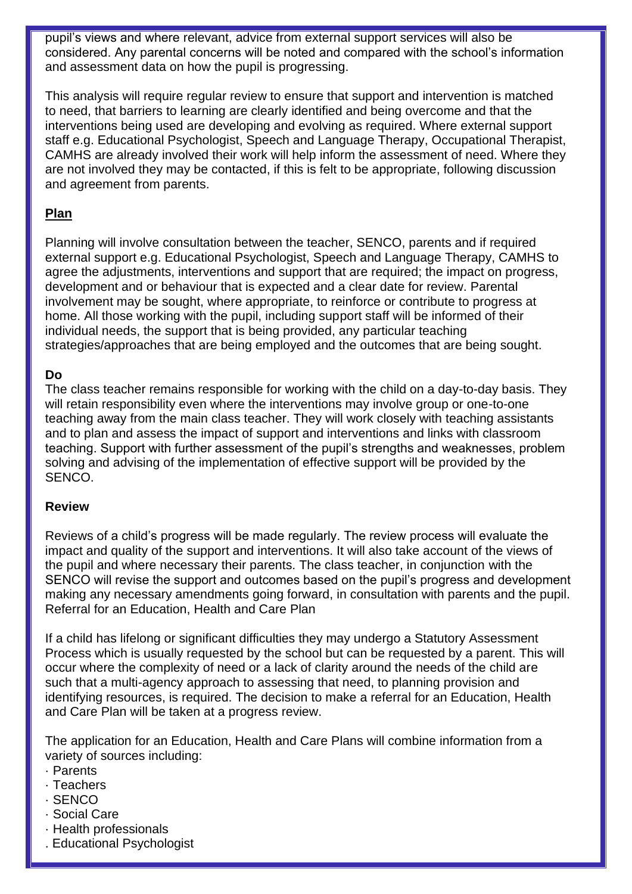pupil's views and where relevant, advice from external support services will also be considered. Any parental concerns will be noted and compared with the school's information and assessment data on how the pupil is progressing.

This analysis will require regular review to ensure that support and intervention is matched to need, that barriers to learning are clearly identified and being overcome and that the interventions being used are developing and evolving as required. Where external support staff e.g. Educational Psychologist, Speech and Language Therapy, Occupational Therapist, CAMHS are already involved their work will help inform the assessment of need. Where they are not involved they may be contacted, if this is felt to be appropriate, following discussion and agreement from parents.

**<u>Plan</u>**

Planning will involve consultation between the teacher, SENCO, parents and if required external support e.g. Educational Psychologist, Speech and Language Therapy, CAMHS to agree the adjustments, interventions and support that are required; the impact on progress, development and or behaviour that is expected and a clear date for review. Parental involvement may be sought, where appropriate, to reinforce or contribute to progress at home. All those working with the pupil, including support staff will be informed of their individual needs, the support that is being provided, any particular teaching strategies/approaches that are being employed and the outcomes that are being sought.

**Do**

The class teacher remains responsible for working with the child on a day-to-day basis. They will retain responsibility even where the interventions may involve group or one-to-one teaching away from the main class teacher. They will work closely with teaching assistants and to plan and assess the impact of support and interventions and links with classroom teaching. Support with further assessment of the pupil's strengths and weaknesses, problem solving and advising of the implementation of effective support will be provided by the SENCO.

**Review**

Reviews of a child's progress will be made regularly. The review process will evaluate the impact and quality of the support and interventions. It will also take account of the views of the pupil and where necessary their parents. The class teacher, in conjunction with the SENCO will revise the support and outcomes based on the pupil's progress and development making any necessary amendments going forward, in consultation with parents and the pupil.
Referral for an Education, Health and Care Plan

If a child has lifelong or significant difficulties they may undergo a Statutory Assessment Process which is usually requested by the school but can be requested by a parent. This will occur where the complexity of need or a lack of clarity around the needs of the child are such that a multi-agency approach to assessing that need, to planning provision and identifying resources, is required. The decision to make a referral for an Education, Health and Care Plan will be taken at a progress review.

The application for an Education, Health and Care Plans will combine information from a variety of sources including:

- Parents
- Teachers
- SENCO
- Social Care
- Health professionals
- Educational Psychologist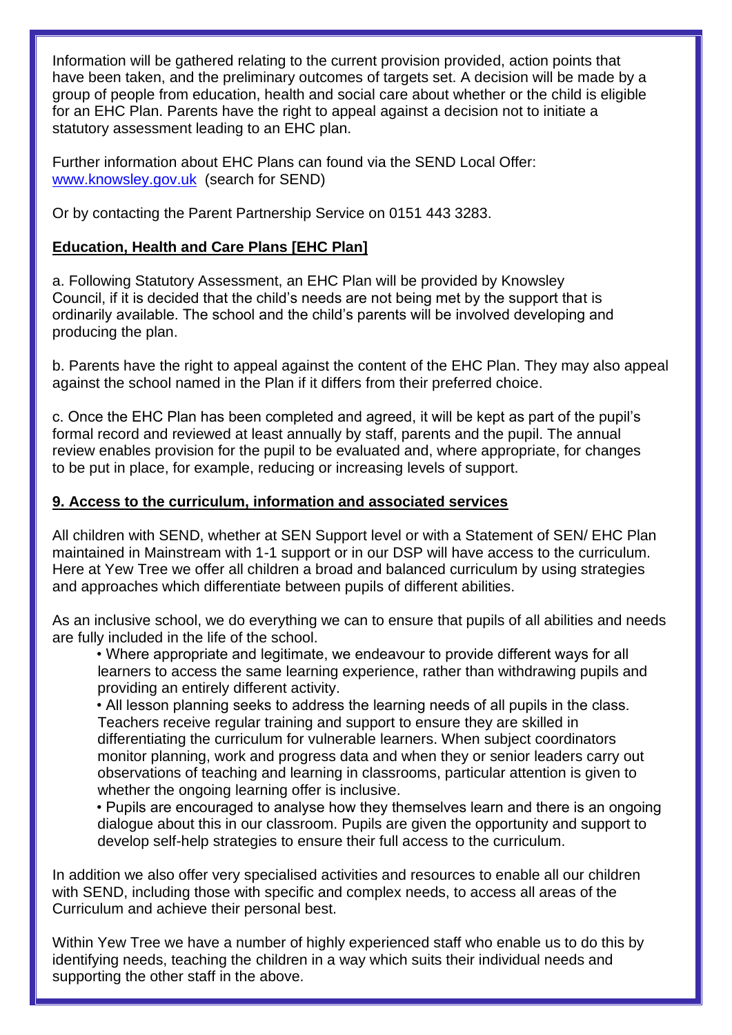Information will be gathered relating to the current provision provided, action points that have been taken, and the preliminary outcomes of targets set. A decision will be made by a group of people from education, health and social care about whether or the child is eligible for an EHC Plan. Parents have the right to appeal against a decision not to initiate a statutory assessment leading to an EHC plan.

Further information about EHC Plans can found via the SEND Local Offer: [www.knowsley.gov.uk](http://www.knowsley.gov.uk) (search for SEND)

Or by contacting the Parent Partnership Service on 0151 443 3283.

## Education, Health and Care Plans [EHC Plan]

a. Following Statutory Assessment, an EHC Plan will be provided by Knowsley Council, if it is decided that the child's needs are not being met by the support that is ordinarily available. The school and the child's parents will be involved developing and producing the plan.

b. Parents have the right to appeal against the content of the EHC Plan. They may also appeal against the school named in the Plan if it differs from their preferred choice.

c. Once the EHC Plan has been completed and agreed, it will be kept as part of the pupil's formal record and reviewed at least annually by staff, parents and the pupil. The annual review enables provision for the pupil to be evaluated and, where appropriate, for changes to be put in place, for example, reducing or increasing levels of support.

## 9. Access to the curriculum, information and associated services

All children with SEND, whether at SEN Support level or with a Statement of SEN/ EHC Plan maintained in Mainstream with 1-1 support or in our DSP will have access to the curriculum. Here at Yew Tree we offer all children a broad and balanced curriculum by using strategies and approaches which differentiate between pupils of different abilities.

As an inclusive school, we do everything we can to ensure that pupils of all abilities and needs are fully included in the life of the school.

- Where appropriate and legitimate, we endeavour to provide different ways for all learners to access the same learning experience, rather than withdrawing pupils and providing an entirely different activity.
- All lesson planning seeks to address the learning needs of all pupils in the class. Teachers receive regular training and support to ensure they are skilled in differentiating the curriculum for vulnerable learners. When subject coordinators monitor planning, work and progress data and when they or senior leaders carry out observations of teaching and learning in classrooms, particular attention is given to whether the ongoing learning offer is inclusive.
- Pupils are encouraged to analyse how they themselves learn and there is an ongoing dialogue about this in our classroom. Pupils are given the opportunity and support to develop self-help strategies to ensure their full access to the curriculum.

In addition we also offer very specialised activities and resources to enable all our children with SEND, including those with specific and complex needs, to access all areas of the Curriculum and achieve their personal best.

Within Yew Tree we have a number of highly experienced staff who enable us to do this by identifying needs, teaching the children in a way which suits their individual needs and supporting the other staff in the above.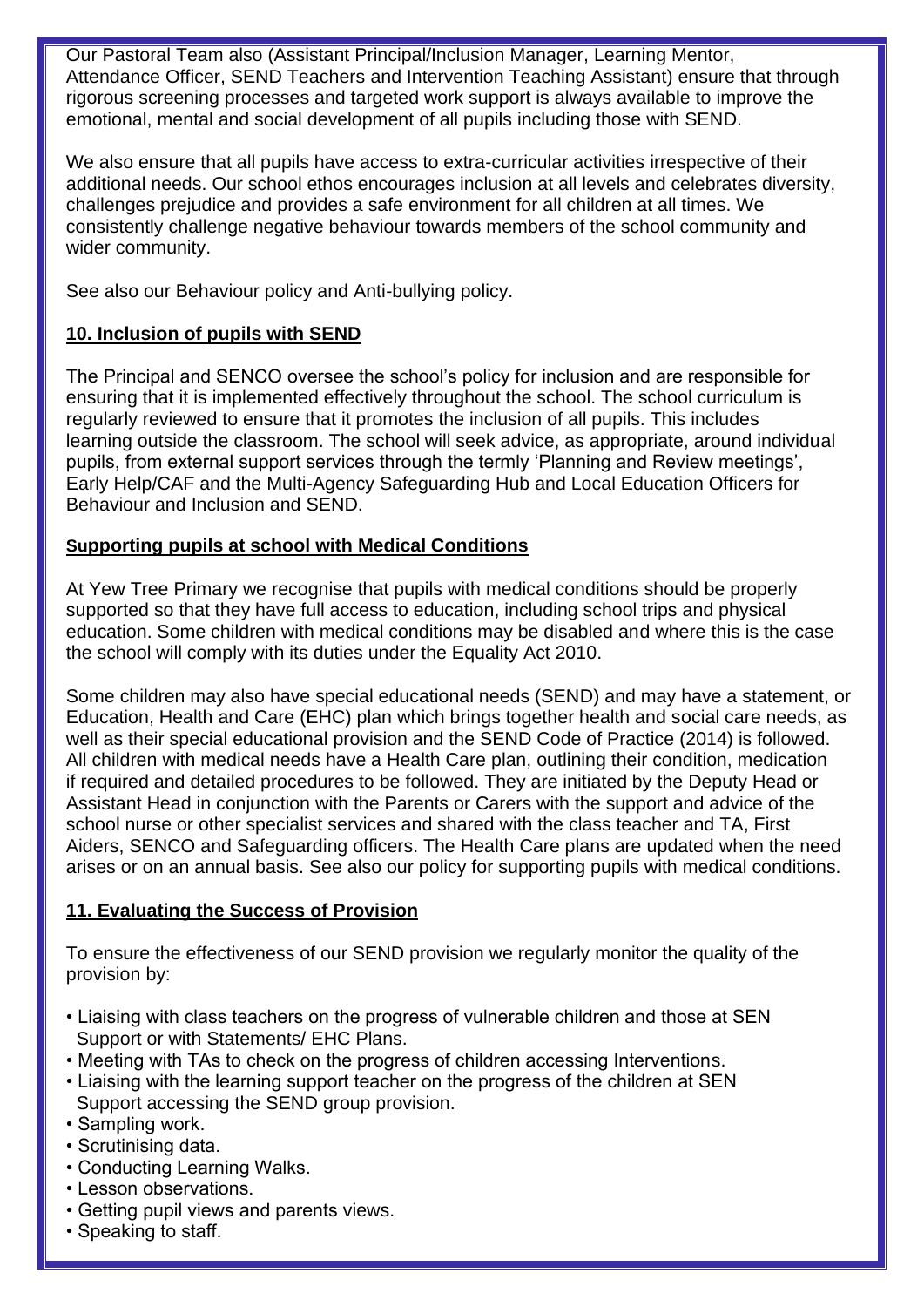Our Pastoral Team also (Assistant Principal/Inclusion Manager, Learning Mentor, Attendance Officer, SEND Teachers and Intervention Teaching Assistant) ensure that through rigorous screening processes and targeted work support is always available to improve the emotional, mental and social development of all pupils including those with SEND.

We also ensure that all pupils have access to extra-curricular activities irrespective of their additional needs. Our school ethos encourages inclusion at all levels and celebrates diversity, challenges prejudice and provides a safe environment for all children at all times. We consistently challenge negative behaviour towards members of the school community and wider community.

See also our Behaviour policy and Anti-bullying policy.

## 10. Inclusion of pupils with SEND

The Principal and SENCO oversee the school's policy for inclusion and are responsible for ensuring that it is implemented effectively throughout the school. The school curriculum is regularly reviewed to ensure that it promotes the inclusion of all pupils. This includes learning outside the classroom. The school will seek advice, as appropriate, around individual pupils, from external support services through the termly 'Planning and Review meetings', Early Help/CAF and the Multi-Agency Safeguarding Hub and Local Education Officers for Behaviour and Inclusion and SEND.

### Supporting pupils at school with Medical Conditions

At Yew Tree Primary we recognise that pupils with medical conditions should be properly supported so that they have full access to education, including school trips and physical education. Some children with medical conditions may be disabled and where this is the case the school will comply with its duties under the Equality Act 2010.

Some children may also have special educational needs (SEND) and may have a statement, or Education, Health and Care (EHC) plan which brings together health and social care needs, as well as their special educational provision and the SEND Code of Practice (2014) is followed. All children with medical needs have a Health Care plan, outlining their condition, medication if required and detailed procedures to be followed. They are initiated by the Deputy Head or Assistant Head in conjunction with the Parents or Carers with the support and advice of the school nurse or other specialist services and shared with the class teacher and TA, First Aiders, SENCO and Safeguarding officers. The Health Care plans are updated when the need arises or on an annual basis. See also our policy for supporting pupils with medical conditions.

## 11. Evaluating the Success of Provision

To ensure the effectiveness of our SEND provision we regularly monitor the quality of the provision by:

- Liaising with class teachers on the progress of vulnerable children and those at SEN Support or with Statements/ EHC Plans.
- Meeting with TAs to check on the progress of children accessing Interventions.
- Liaising with the learning support teacher on the progress of the children at SEN Support accessing the SEND group provision.
- Sampling work.
- Scrutinising data.
- Conducting Learning Walks.
- Lesson observations.
- Getting pupil views and parents views.
- Speaking to staff.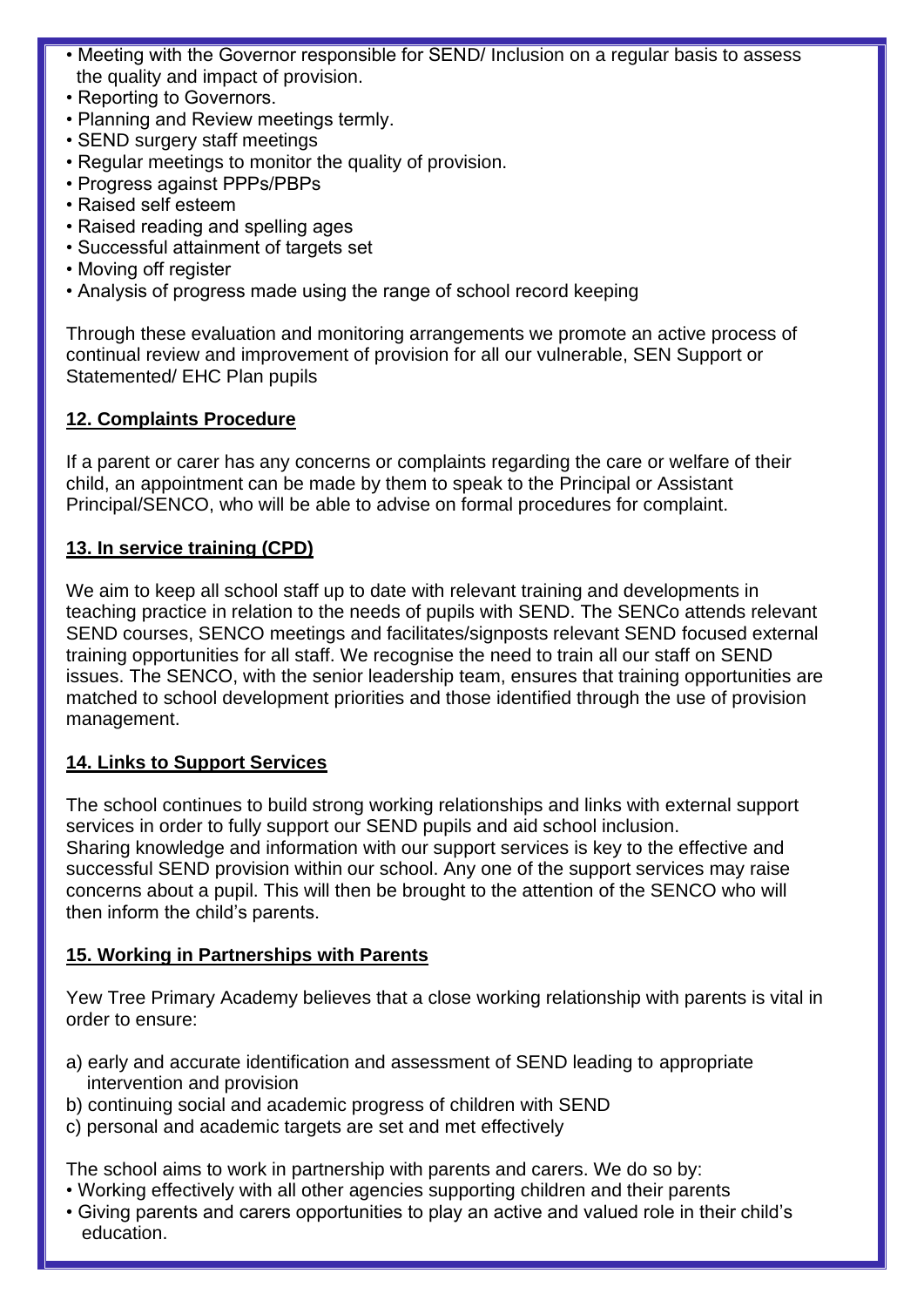- Meeting with the Governor responsible for SEND/ Inclusion on a regular basis to assess the quality and impact of provision.
- Reporting to Governors.
- Planning and Review meetings termly.
- SEND surgery staff meetings
- Regular meetings to monitor the quality of provision.
- Progress against PPPs/PBPs
- Raised self esteem
- Raised reading and spelling ages
- Successful attainment of targets set
- Moving off register
- Analysis of progress made using the range of school record keeping

Through these evaluation and monitoring arrangements we promote an active process of continual review and improvement of provision for all our vulnerable, SEN Support or Statemented/ EHC Plan pupils

## 12. Complaints Procedure

If a parent or carer has any concerns or complaints regarding the care or welfare of their child, an appointment can be made by them to speak to the Principal or Assistant Principal/SENCO, who will be able to advise on formal procedures for complaint.

## 13. In service training (CPD)

We aim to keep all school staff up to date with relevant training and developments in teaching practice in relation to the needs of pupils with SEND. The SENCo attends relevant SEND courses, SENCO meetings and facilitates/signposts relevant SEND focused external training opportunities for all staff. We recognise the need to train all our staff on SEND issues. The SENCO, with the senior leadership team, ensures that training opportunities are matched to school development priorities and those identified through the use of provision management.

## 14. Links to Support Services

The school continues to build strong working relationships and links with external support services in order to fully support our SEND pupils and aid school inclusion.
Sharing knowledge and information with our support services is key to the effective and successful SEND provision within our school. Any one of the support services may raise concerns about a pupil. This will then be brought to the attention of the SENCO who will then inform the child's parents.

## 15. Working in Partnerships with Parents

Yew Tree Primary Academy believes that a close working relationship with parents is vital in order to ensure:

a) early and accurate identification and assessment of SEND leading to appropriate intervention and provision
b) continuing social and academic progress of children with SEND
c) personal and academic targets are set and met effectively

The school aims to work in partnership with parents and carers. We do so by:

- Working effectively with all other agencies supporting children and their parents
- Giving parents and carers opportunities to play an active and valued role in their child's education.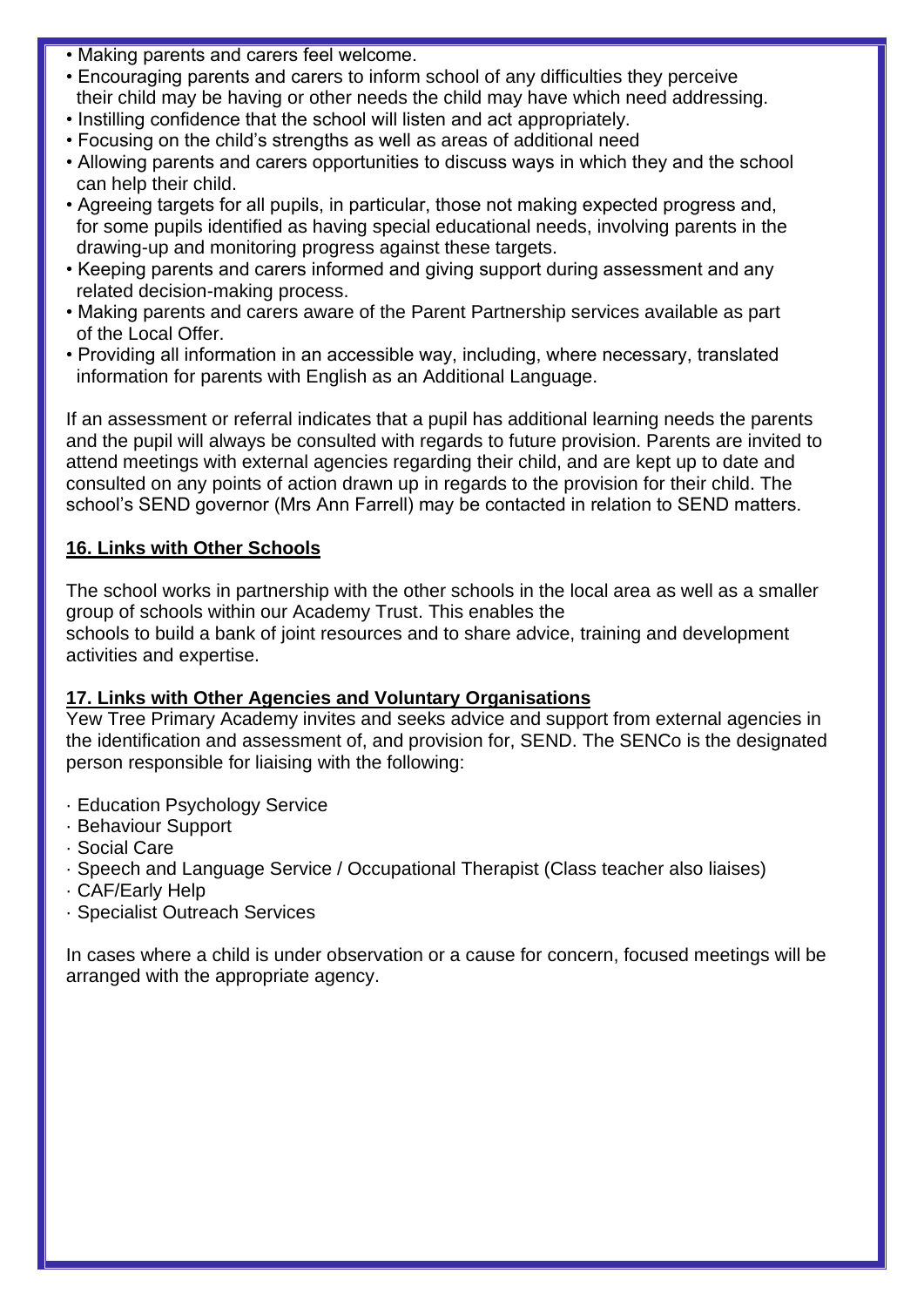- Making parents and carers feel welcome.
- Encouraging parents and carers to inform school of any difficulties they perceive their child may be having or other needs the child may have which need addressing.
- Instilling confidence that the school will listen and act appropriately.
- Focusing on the child's strengths as well as areas of additional need
- Allowing parents and carers opportunities to discuss ways in which they and the school can help their child.
- Agreeing targets for all pupils, in particular, those not making expected progress and, for some pupils identified as having special educational needs, involving parents in the drawing-up and monitoring progress against these targets.
- Keeping parents and carers informed and giving support during assessment and any related decision-making process.
- Making parents and carers aware of the Parent Partnership services available as part of the Local Offer.
- Providing all information in an accessible way, including, where necessary, translated information for parents with English as an Additional Language.

If an assessment or referral indicates that a pupil has additional learning needs the parents and the pupil will always be consulted with regards to future provision. Parents are invited to attend meetings with external agencies regarding their child, and are kept up to date and consulted on any points of action drawn up in regards to the provision for their child. The school's SEND governor (Mrs Ann Farrell) may be contacted in relation to SEND matters.

## 16. Links with Other Schools

The school works in partnership with the other schools in the local area as well as a smaller group of schools within our Academy Trust. This enables the schools to build a bank of joint resources and to share advice, training and development activities and expertise.

## 17. Links with Other Agencies and Voluntary Organisations

Yew Tree Primary Academy invites and seeks advice and support from external agencies in the identification and assessment of, and provision for, SEND. The SENCo is the designated person responsible for liaising with the following:

- Education Psychology Service
- Behaviour Support
- Social Care
- Speech and Language Service / Occupational Therapist (Class teacher also liaises)
- CAF/Early Help
- Specialist Outreach Services

In cases where a child is under observation or a cause for concern, focused meetings will be arranged with the appropriate agency.